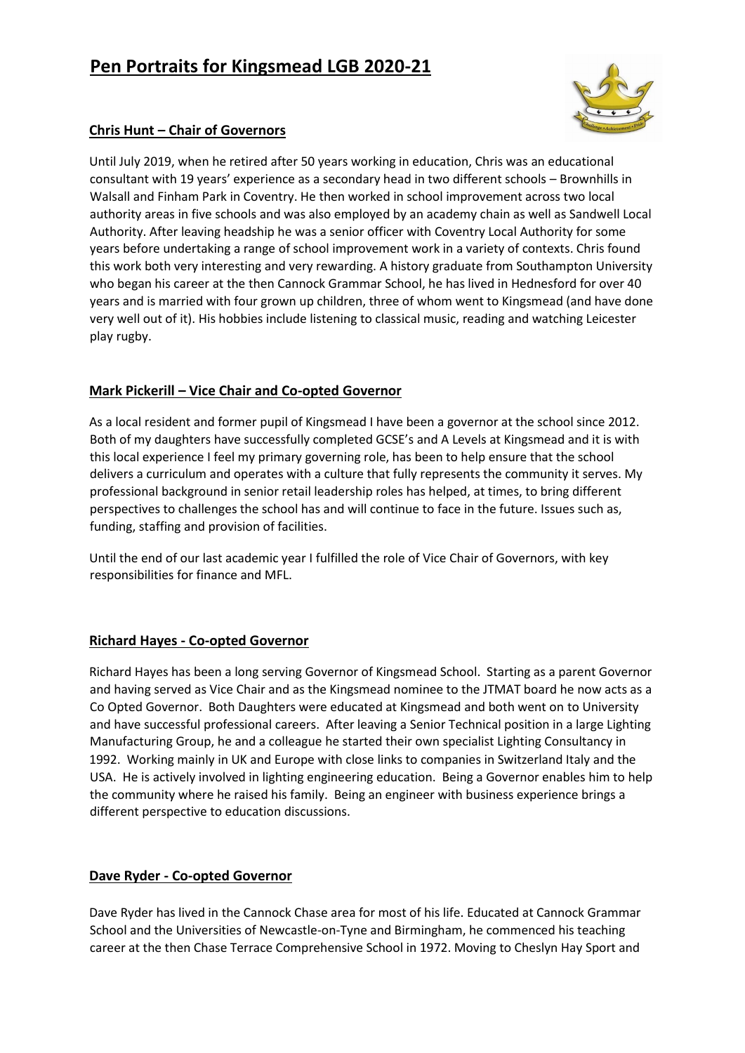# Pen Portraits for Kingsmead LGB 2020-21

## Chris Hunt – Chair of Governors

Until July 2019, when he retired after 50 years working in education, Chris was an educational consultant with 19 years' experience as a secondary head in two different schools – Brownhills in Walsall and Finham Park in Coventry. He then worked in school improvement across two local authority areas in five schools and was also employed by an academy chain as well as Sandwell Local Authority. After leaving headship he was a senior officer with Coventry Local Authority for some years before undertaking a range of school improvement work in a variety of contexts. Chris found this work both very interesting and very rewarding. A history graduate from Southampton University who began his career at the then Cannock Grammar School, he has lived in Hednesford for over 40 years and is married with four grown up children, three of whom went to Kingsmead (and have done very well out of it). His hobbies include listening to classical music, reading and watching Leicester play rugby.

## Mark Pickerill – Vice Chair and Co-opted Governor

As a local resident and former pupil of Kingsmead I have been a governor at the school since 2012. Both of my daughters have successfully completed GCSE's and A Levels at Kingsmead and it is with this local experience I feel my primary governing role, has been to help ensure that the school delivers a curriculum and operates with a culture that fully represents the community it serves. My professional background in senior retail leadership roles has helped, at times, to bring different perspectives to challenges the school has and will continue to face in the future. Issues such as, funding, staffing and provision of facilities.

Until the end of our last academic year I fulfilled the role of Vice Chair of Governors, with key responsibilities for finance and MFL.

## Richard Hayes - Co-opted Governor

Richard Hayes has been a long serving Governor of Kingsmead School. Starting as a parent Governor and having served as Vice Chair and as the Kingsmead nominee to the JTMAT board he now acts as a Co Opted Governor. Both Daughters were educated at Kingsmead and both went on to University and have successful professional careers. After leaving a Senior Technical position in a large Lighting Manufacturing Group, he and a colleague he started their own specialist Lighting Consultancy in 1992. Working mainly in UK and Europe with close links to companies in Switzerland Italy and the USA. He is actively involved in lighting engineering education. Being a Governor enables him to help the community where he raised his family. Being an engineer with business experience brings a different perspective to education discussions.

## Dave Ryder - Co-opted Governor

Dave Ryder has lived in the Cannock Chase area for most of his life. Educated at Cannock Grammar School and the Universities of Newcastle-on-Tyne and Birmingham, he commenced his teaching career at the then Chase Terrace Comprehensive School in 1972. Moving to Cheslyn Hay Sport and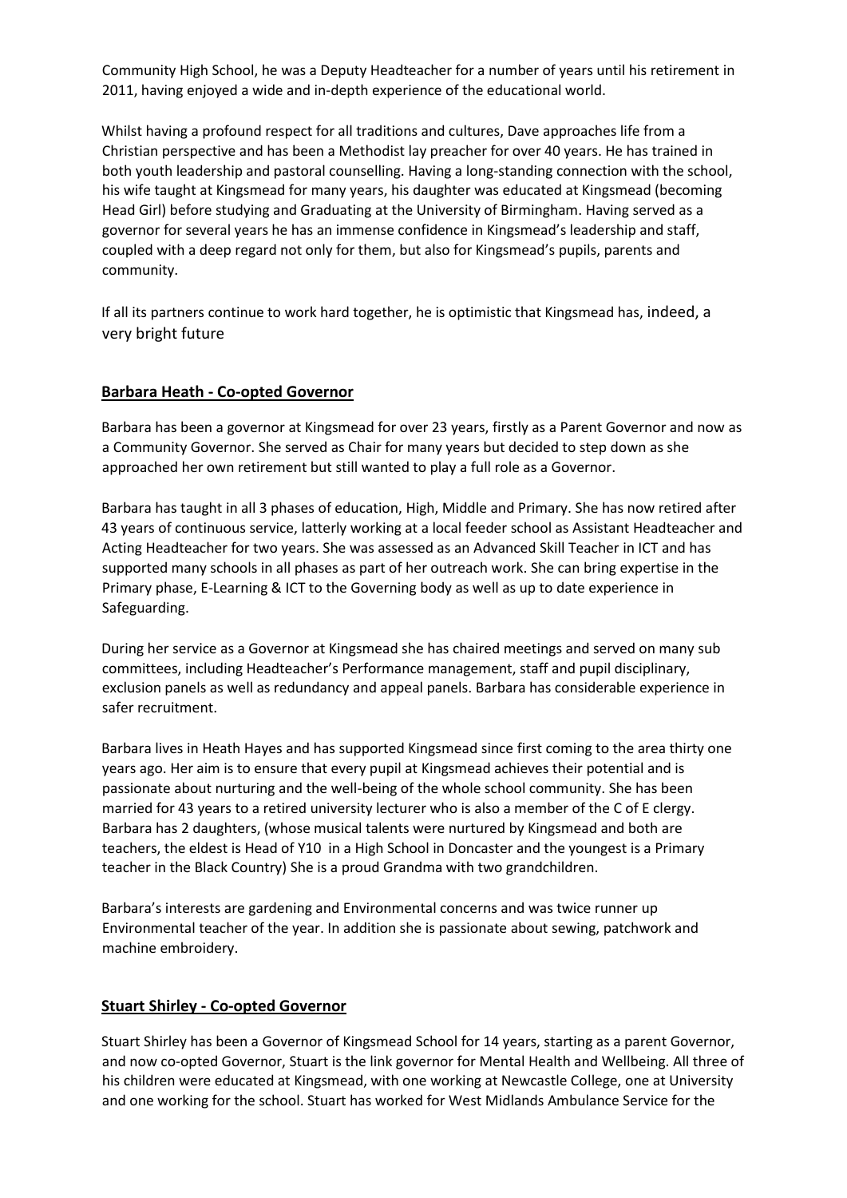Community High School, he was a Deputy Headteacher for a number of years until his retirement in 2011, having enjoyed a wide and in-depth experience of the educational world.

Whilst having a profound respect for all traditions and cultures, Dave approaches life from a Christian perspective and has been a Methodist lay preacher for over 40 years. He has trained in both youth leadership and pastoral counselling. Having a long-standing connection with the school, his wife taught at Kingsmead for many years, his daughter was educated at Kingsmead (becoming Head Girl) before studying and Graduating at the University of Birmingham. Having served as a governor for several years he has an immense confidence in Kingsmead's leadership and staff, coupled with a deep regard not only for them, but also for Kingsmead's pupils, parents and community.

If all its partners continue to work hard together, he is optimistic that Kingsmead has, indeed, a very bright future

## Barbara Heath - Co-opted Governor

Barbara has been a governor at Kingsmead for over 23 years, firstly as a Parent Governor and now as a Community Governor. She served as Chair for many years but decided to step down as she approached her own retirement but still wanted to play a full role as a Governor.

Barbara has taught in all 3 phases of education, High, Middle and Primary. She has now retired after 43 years of continuous service, latterly working at a local feeder school as Assistant Headteacher and Acting Headteacher for two years. She was assessed as an Advanced Skill Teacher in ICT and has supported many schools in all phases as part of her outreach work. She can bring expertise in the Primary phase, E-Learning & ICT to the Governing body as well as up to date experience in Safeguarding.

During her service as a Governor at Kingsmead she has chaired meetings and served on many sub committees, including Headteacher's Performance management, staff and pupil disciplinary, exclusion panels as well as redundancy and appeal panels. Barbara has considerable experience in safer recruitment.

Barbara lives in Heath Hayes and has supported Kingsmead since first coming to the area thirty one years ago. Her aim is to ensure that every pupil at Kingsmead achieves their potential and is passionate about nurturing and the well-being of the whole school community. She has been married for 43 years to a retired university lecturer who is also a member of the C of E clergy. Barbara has 2 daughters, (whose musical talents were nurtured by Kingsmead and both are teachers, the eldest is Head of Y10 in a High School in Doncaster and the youngest is a Primary teacher in the Black Country) She is a proud Grandma with two grandchildren.

Barbara's interests are gardening and Environmental concerns and was twice runner up Environmental teacher of the year. In addition she is passionate about sewing, patchwork and machine embroidery.

## Stuart Shirley - Co-opted Governor

Stuart Shirley has been a Governor of Kingsmead School for 14 years, starting as a parent Governor, and now co-opted Governor, Stuart is the link governor for Mental Health and Wellbeing. All three of his children were educated at Kingsmead, with one working at Newcastle College, one at University and one working for the school. Stuart has worked for West Midlands Ambulance Service for the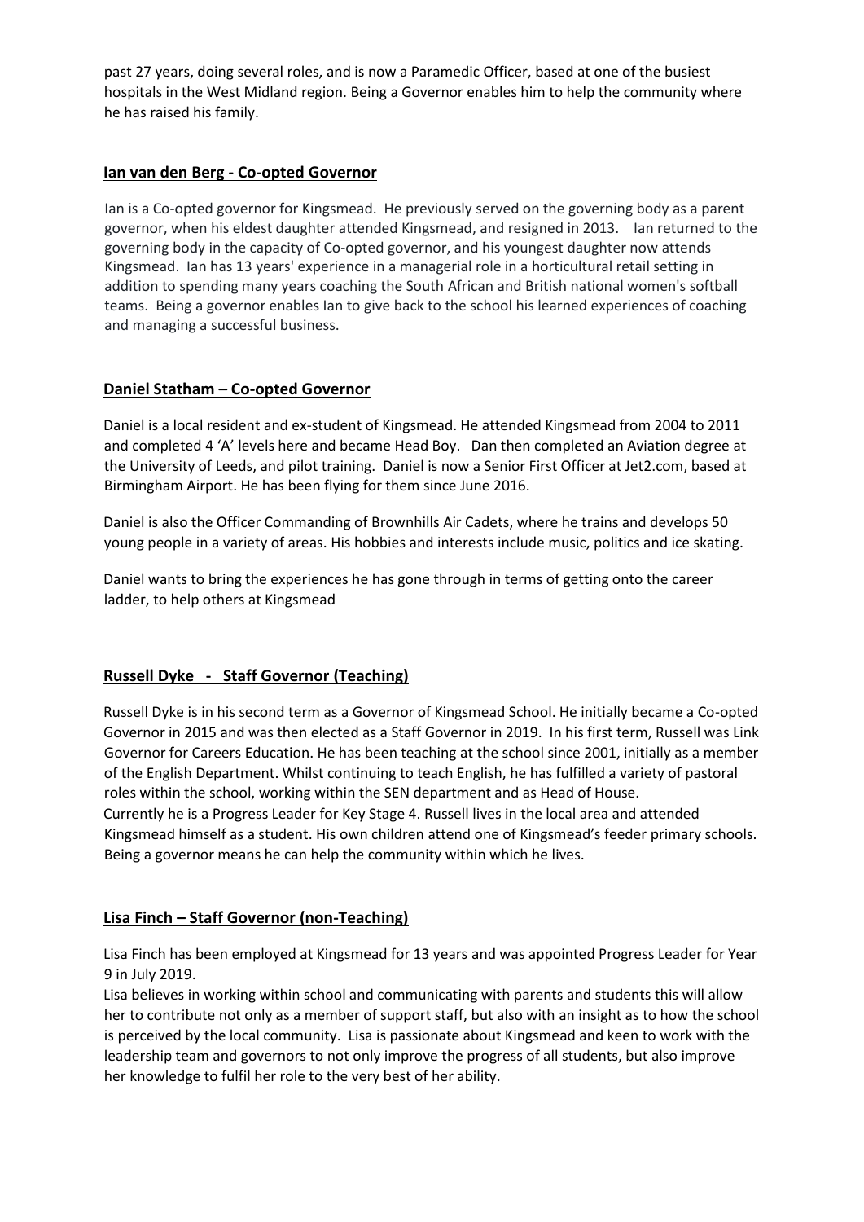past 27 years, doing several roles, and is now a Paramedic Officer, based at one of the busiest hospitals in the West Midland region. Being a Governor enables him to help the community where he has raised his family.

## Ian van den Berg - Co-opted Governor

Ian is a Co-opted governor for Kingsmead. He previously served on the governing body as a parent governor, when his eldest daughter attended Kingsmead, and resigned in 2013. Ian returned to the governing body in the capacity of Co-opted governor, and his youngest daughter now attends Kingsmead. Ian has 13 years' experience in a managerial role in a horticultural retail setting in addition to spending many years coaching the South African and British national women's softball teams. Being a governor enables Ian to give back to the school his learned experiences of coaching and managing a successful business.

## Daniel Statham – Co-opted Governor

Daniel is a local resident and ex-student of Kingsmead. He attended Kingsmead from 2004 to 2011 and completed 4 'A' levels here and became Head Boy. Dan then completed an Aviation degree at the University of Leeds, and pilot training. Daniel is now a Senior First Officer at Jet2.com, based at Birmingham Airport. He has been flying for them since June 2016.

Daniel is also the Officer Commanding of Brownhills Air Cadets, where he trains and develops 50 young people in a variety of areas. His hobbies and interests include music, politics and ice skating.

Daniel wants to bring the experiences he has gone through in terms of getting onto the career ladder, to help others at Kingsmead

## Russell Dyke - Staff Governor (Teaching)

Russell Dyke is in his second term as a Governor of Kingsmead School. He initially became a Co-opted Governor in 2015 and was then elected as a Staff Governor in 2019. In his first term, Russell was Link Governor for Careers Education. He has been teaching at the school since 2001, initially as a member of the English Department. Whilst continuing to teach English, he has fulfilled a variety of pastoral roles within the school, working within the SEN department and as Head of House.
Currently he is a Progress Leader for Key Stage 4. Russell lives in the local area and attended Kingsmead himself as a student. His own children attend one of Kingsmead's feeder primary schools. Being a governor means he can help the community within which he lives.

## Lisa Finch – Staff Governor (non-Teaching)

Lisa Finch has been employed at Kingsmead for 13 years and was appointed Progress Leader for Year 9 in July 2019.
Lisa believes in working within school and communicating with parents and students this will allow her to contribute not only as a member of support staff, but also with an insight as to how the school is perceived by the local community. Lisa is passionate about Kingsmead and keen to work with the leadership team and governors to not only improve the progress of all students, but also improve her knowledge to fulfil her role to the very best of her ability.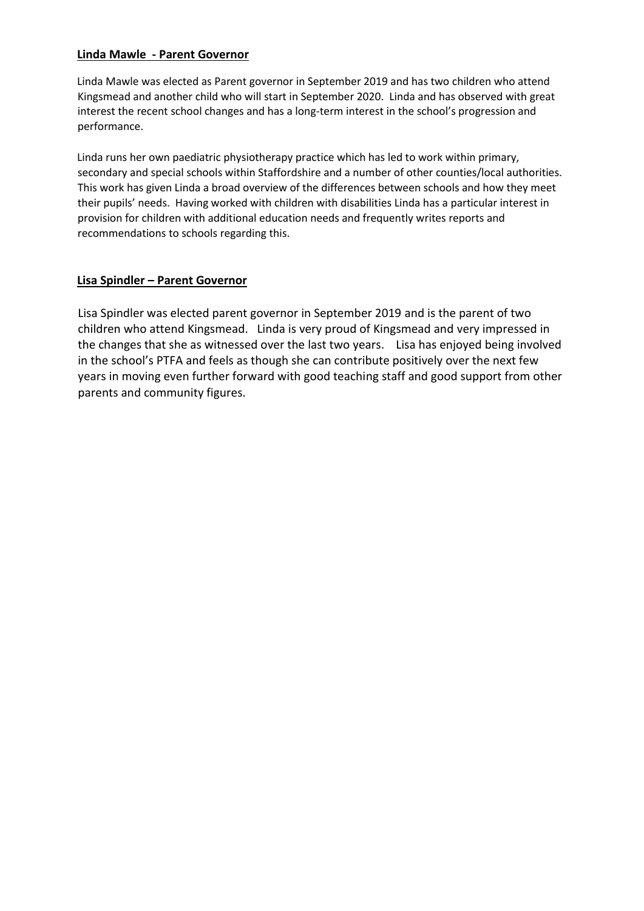**Linda Mawle - Parent Governor**

Linda Mawle was elected as Parent governor in September 2019 and has two children who attend Kingsmead and another child who will start in September 2020. Linda and has observed with great interest the recent school changes and has a long-term interest in the school's progression and performance.

Linda runs her own paediatric physiotherapy practice which has led to work within primary, secondary and special schools within Staffordshire and a number of other counties/local authorities. This work has given Linda a broad overview of the differences between schools and how they meet their pupils' needs. Having worked with children with disabilities Linda has a particular interest in provision for children with additional education needs and frequently writes reports and recommendations to schools regarding this.

**Lisa Spindler – Parent Governor**

Lisa Spindler was elected parent governor in September 2019 and is the parent of two children who attend Kingsmead. Linda is very proud of Kingsmead and very impressed in the changes that she as witnessed over the last two years. Lisa has enjoyed being involved in the school's PTFA and feels as though she can contribute positively over the next few years in moving even further forward with good teaching staff and good support from other parents and community figures.